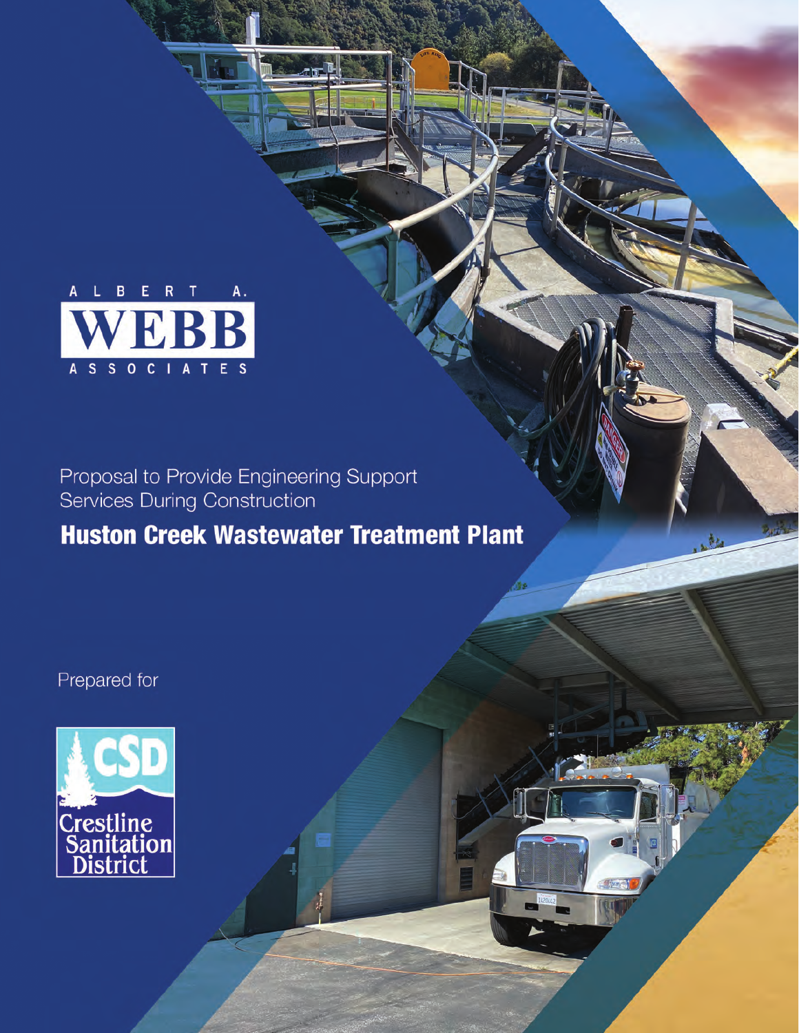ALBERT A. WEBB ASSOCIATES

Proposal to Provide Engineering Support Services During Construction

# Huston Creek Wastewater Treatment Plant

Prepared for

Crestline Sanitation District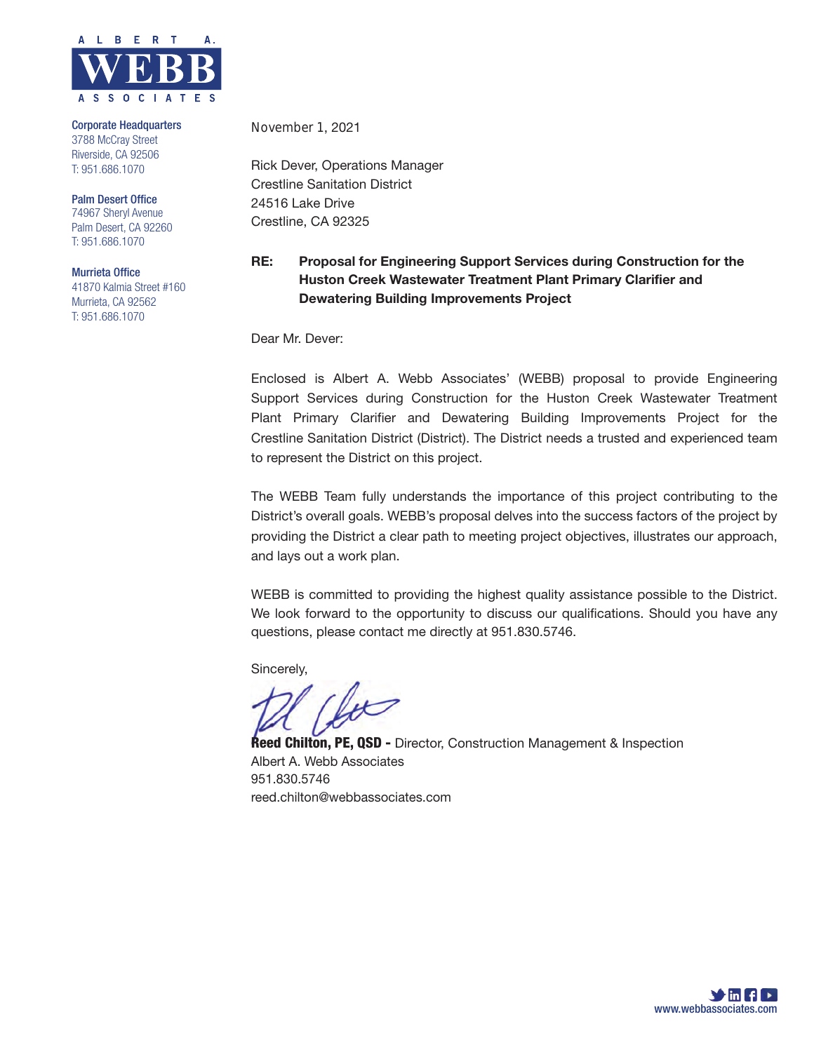ALBERT A. WEBB ASSOCIATES

**Corporate Headquarters**
3788 McCray Street
Riverside, CA 92506
T: 951.686.1070

**Palm Desert Office**
74967 Sheryl Avenue
Palm Desert, CA 92260
T: 951.686.1070

**Murrieta Office**
41870 Kalmia Street #160
Murrieta, CA 92562
T: 951.686.1070

November 1, 2021

Rick Dever, Operations Manager
Crestline Sanitation District
24516 Lake Drive
Crestline, CA 92325

**RE: Proposal for Engineering Support Services during Construction for the Huston Creek Wastewater Treatment Plant Primary Clarifier and Dewatering Building Improvements Project**

Dear Mr. Dever:

Enclosed is Albert A. Webb Associates' (WEBB) proposal to provide Engineering Support Services during Construction for the Huston Creek Wastewater Treatment Plant Primary Clarifier and Dewatering Building Improvements Project for the Crestline Sanitation District (District). The District needs a trusted and experienced team to represent the District on this project.

The WEBB Team fully understands the importance of this project contributing to the District's overall goals. WEBB's proposal delves into the success factors of the project by providing the District a clear path to meeting project objectives, illustrates our approach, and lays out a work plan.

WEBB is committed to providing the highest quality assistance possible to the District. We look forward to the opportunity to discuss our qualifications. Should you have any questions, please contact me directly at 951.830.5746.

Sincerely,

**Reed Chilton, PE, QSD -** Director, Construction Management & Inspection
Albert A. Webb Associates
951.830.5746
reed.chilton@webbassociates.com

www.webbassociates.com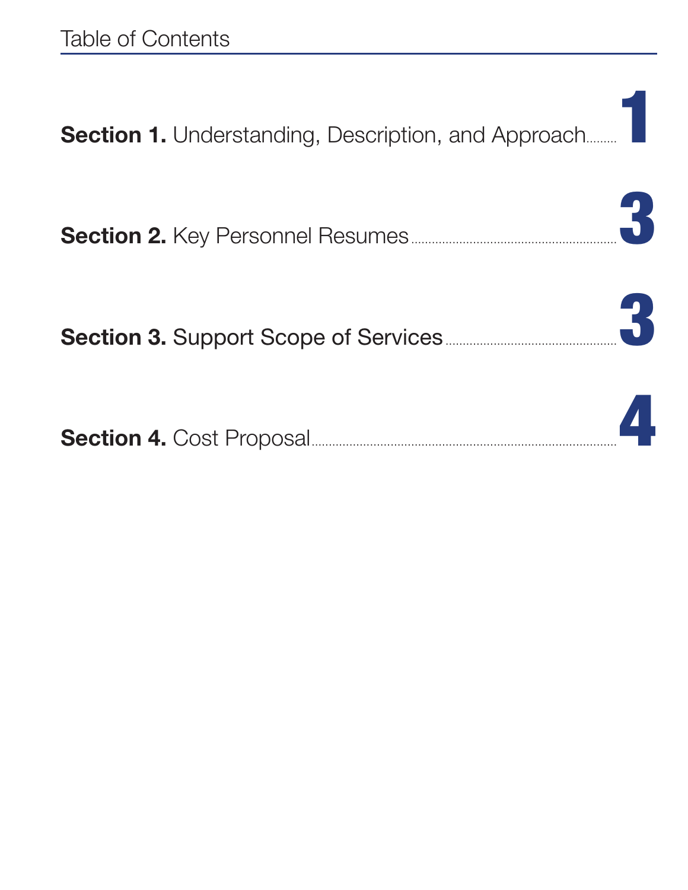# Table of Contents

**Section 1.** Understanding, Description, and Approach ........ 1

**Section 2.** Key Personnel Resumes ........ 3

**Section 3.** Support Scope of Services ........ 3

**Section 4.** Cost Proposal ........ 4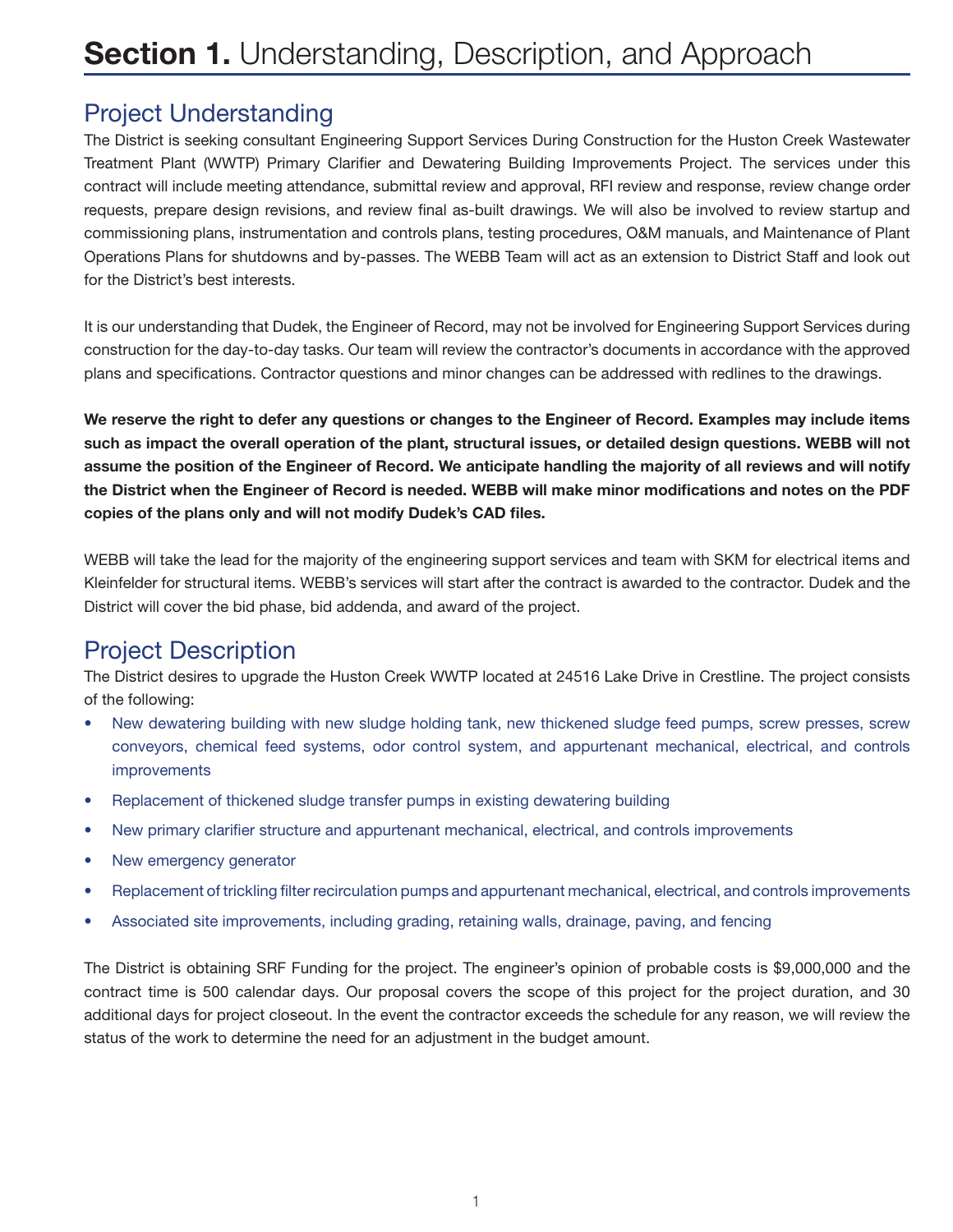# **Section 1.** Understanding, Description, and Approach

## Project Understanding

The District is seeking consultant Engineering Support Services During Construction for the Huston Creek Wastewater Treatment Plant (WWTP) Primary Clarifier and Dewatering Building Improvements Project. The services under this contract will include meeting attendance, submittal review and approval, RFI review and response, review change order requests, prepare design revisions, and review final as-built drawings. We will also be involved to review startup and commissioning plans, instrumentation and controls plans, testing procedures, O&M manuals, and Maintenance of Plant Operations Plans for shutdowns and by-passes. The WEBB Team will act as an extension to District Staff and look out for the District's best interests.

It is our understanding that Dudek, the Engineer of Record, may not be involved for Engineering Support Services during construction for the day-to-day tasks. Our team will review the contractor's documents in accordance with the approved plans and specifications. Contractor questions and minor changes can be addressed with redlines to the drawings.

**We reserve the right to defer any questions or changes to the Engineer of Record. Examples may include items such as impact the overall operation of the plant, structural issues, or detailed design questions. WEBB will not assume the position of the Engineer of Record. We anticipate handling the majority of all reviews and will notify the District when the Engineer of Record is needed. WEBB will make minor modifications and notes on the PDF copies of the plans only and will not modify Dudek's CAD files.**

WEBB will take the lead for the majority of the engineering support services and team with SKM for electrical items and Kleinfelder for structural items. WEBB's services will start after the contract is awarded to the contractor. Dudek and the District will cover the bid phase, bid addenda, and award of the project.

## Project Description

The District desires to upgrade the Huston Creek WWTP located at 24516 Lake Drive in Crestline. The project consists of the following:

- New dewatering building with new sludge holding tank, new thickened sludge feed pumps, screw presses, screw conveyors, chemical feed systems, odor control system, and appurtenant mechanical, electrical, and controls improvements
- Replacement of thickened sludge transfer pumps in existing dewatering building
- New primary clarifier structure and appurtenant mechanical, electrical, and controls improvements
- New emergency generator
- Replacement of trickling filter recirculation pumps and appurtenant mechanical, electrical, and controls improvements
- Associated site improvements, including grading, retaining walls, drainage, paving, and fencing

The District is obtaining SRF Funding for the project. The engineer's opinion of probable costs is $9,000,000 and the contract time is 500 calendar days. Our proposal covers the scope of this project for the project duration, and 30 additional days for project closeout. In the event the contractor exceeds the schedule for any reason, we will review the status of the work to determine the need for an adjustment in the budget amount.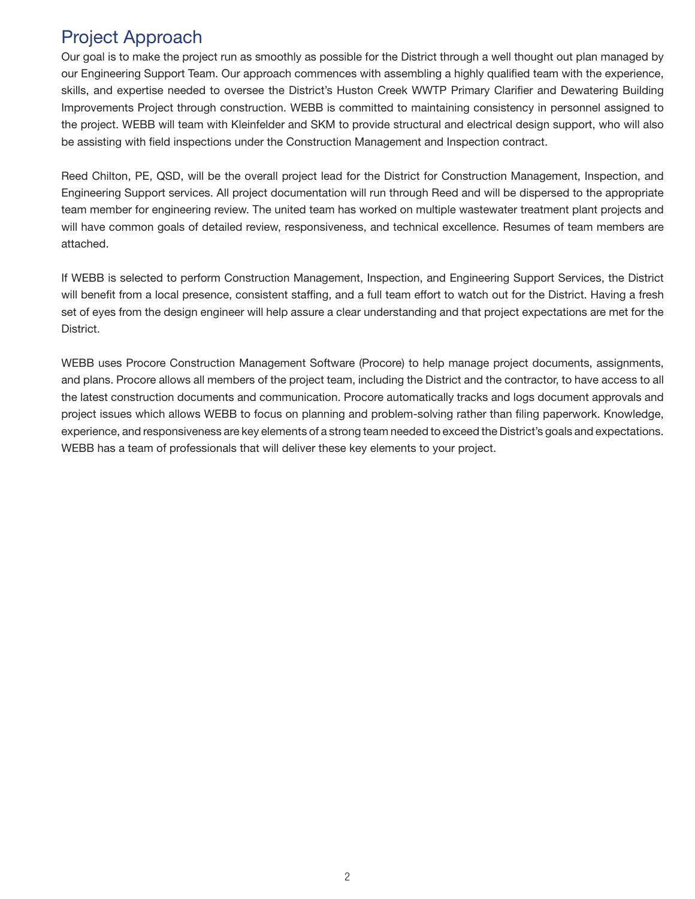# Project Approach

Our goal is to make the project run as smoothly as possible for the District through a well thought out plan managed by our Engineering Support Team. Our approach commences with assembling a highly qualified team with the experience, skills, and expertise needed to oversee the District's Huston Creek WWTP Primary Clarifier and Dewatering Building Improvements Project through construction. WEBB is committed to maintaining consistency in personnel assigned to the project. WEBB will team with Kleinfelder and SKM to provide structural and electrical design support, who will also be assisting with field inspections under the Construction Management and Inspection contract.

Reed Chilton, PE, QSD, will be the overall project lead for the District for Construction Management, Inspection, and Engineering Support services. All project documentation will run through Reed and will be dispersed to the appropriate team member for engineering review. The united team has worked on multiple wastewater treatment plant projects and will have common goals of detailed review, responsiveness, and technical excellence. Resumes of team members are attached.

If WEBB is selected to perform Construction Management, Inspection, and Engineering Support Services, the District will benefit from a local presence, consistent staffing, and a full team effort to watch out for the District. Having a fresh set of eyes from the design engineer will help assure a clear understanding and that project expectations are met for the District.

WEBB uses Procore Construction Management Software (Procore) to help manage project documents, assignments, and plans. Procore allows all members of the project team, including the District and the contractor, to have access to all the latest construction documents and communication. Procore automatically tracks and logs document approvals and project issues which allows WEBB to focus on planning and problem-solving rather than filing paperwork. Knowledge, experience, and responsiveness are key elements of a strong team needed to exceed the District's goals and expectations. WEBB has a team of professionals that will deliver these key elements to your project.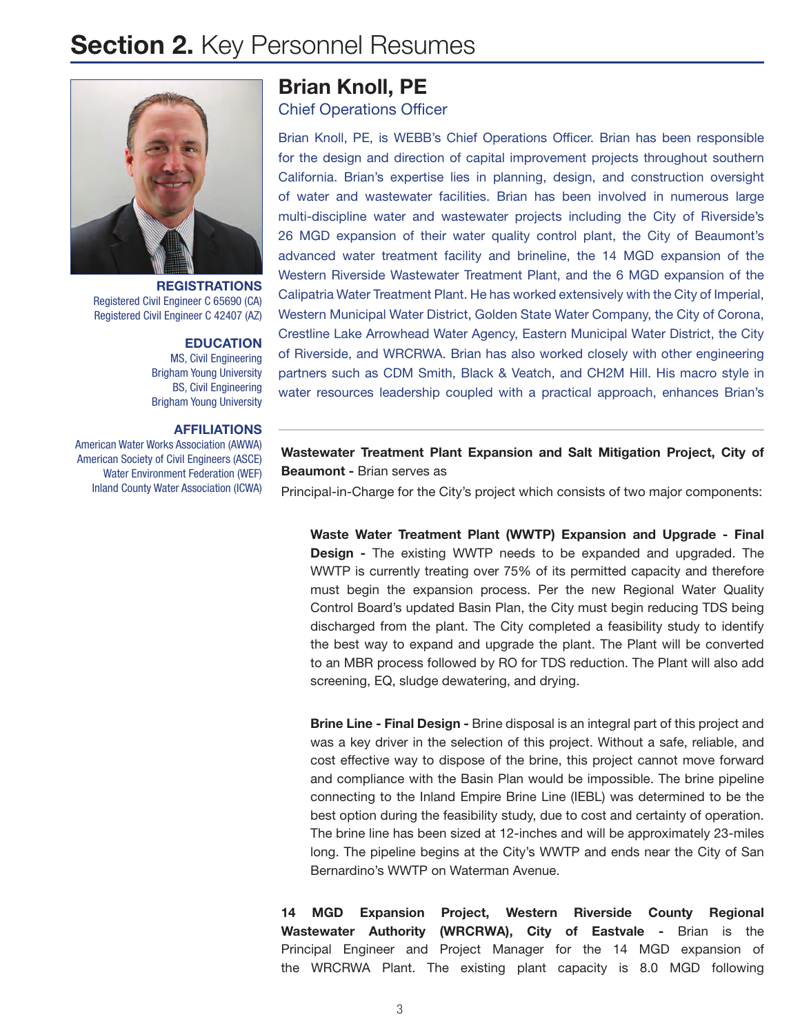# **Section 2.** Key Personnel Resumes

## Brian Knoll, PE

Chief Operations Officer

**REGISTRATIONS**

Registered Civil Engineer C 65690 (CA)
Registered Civil Engineer C 42407 (AZ)

**EDUCATION**

MS, Civil Engineering
Brigham Young University
BS, Civil Engineering
Brigham Young University

**AFFILIATIONS**

American Water Works Association (AWWA)
American Society of Civil Engineers (ASCE)
Water Environment Federation (WEF)
Inland County Water Association (ICWA)

Brian Knoll, PE, is WEBB's Chief Operations Officer. Brian has been responsible for the design and direction of capital improvement projects throughout southern California. Brian's expertise lies in planning, design, and construction oversight of water and wastewater facilities. Brian has been involved in numerous large multi-discipline water and wastewater projects including the City of Riverside's 26 MGD expansion of their water quality control plant, the City of Beaumont's advanced water treatment facility and brineline, the 14 MGD expansion of the Western Riverside Wastewater Treatment Plant, and the 6 MGD expansion of the Calipatria Water Treatment Plant. He has worked extensively with the City of Imperial, Western Municipal Water District, Golden State Water Company, the City of Corona, Crestline Lake Arrowhead Water Agency, Eastern Municipal Water District, the City of Riverside, and WRCRWA. Brian has also worked closely with other engineering partners such as CDM Smith, Black & Veatch, and CH2M Hill. His macro style in water resources leadership coupled with a practical approach, enhances Brian's

---

**Wastewater Treatment Plant Expansion and Salt Mitigation Project, City of Beaumont -** Brian serves as Principal-in-Charge for the City's project which consists of two major components:

**Waste Water Treatment Plant (WWTP) Expansion and Upgrade - Final Design -** The existing WWTP needs to be expanded and upgraded. The WWTP is currently treating over 75% of its permitted capacity and therefore must begin the expansion process. Per the new Regional Water Quality Control Board's updated Basin Plan, the City must begin reducing TDS being discharged from the plant. The City completed a feasibility study to identify the best way to expand and upgrade the plant. The Plant will be converted to an MBR process followed by RO for TDS reduction. The Plant will also add screening, EQ, sludge dewatering, and drying.

**Brine Line - Final Design -** Brine disposal is an integral part of this project and was a key driver in the selection of this project. Without a safe, reliable, and cost effective way to dispose of the brine, this project cannot move forward and compliance with the Basin Plan would be impossible. The brine pipeline connecting to the Inland Empire Brine Line (IEBL) was determined to be the best option during the feasibility study, due to cost and certainty of operation. The brine line has been sized at 12-inches and will be approximately 23-miles long. The pipeline begins at the City's WWTP and ends near the City of San Bernardino's WWTP on Waterman Avenue.

**14 MGD Expansion Project, Western Riverside County Regional Wastewater Authority (WRCRWA), City of Eastvale -** Brian is the Principal Engineer and Project Manager for the 14 MGD expansion of the WRCRWA Plant. The existing plant capacity is 8.0 MGD following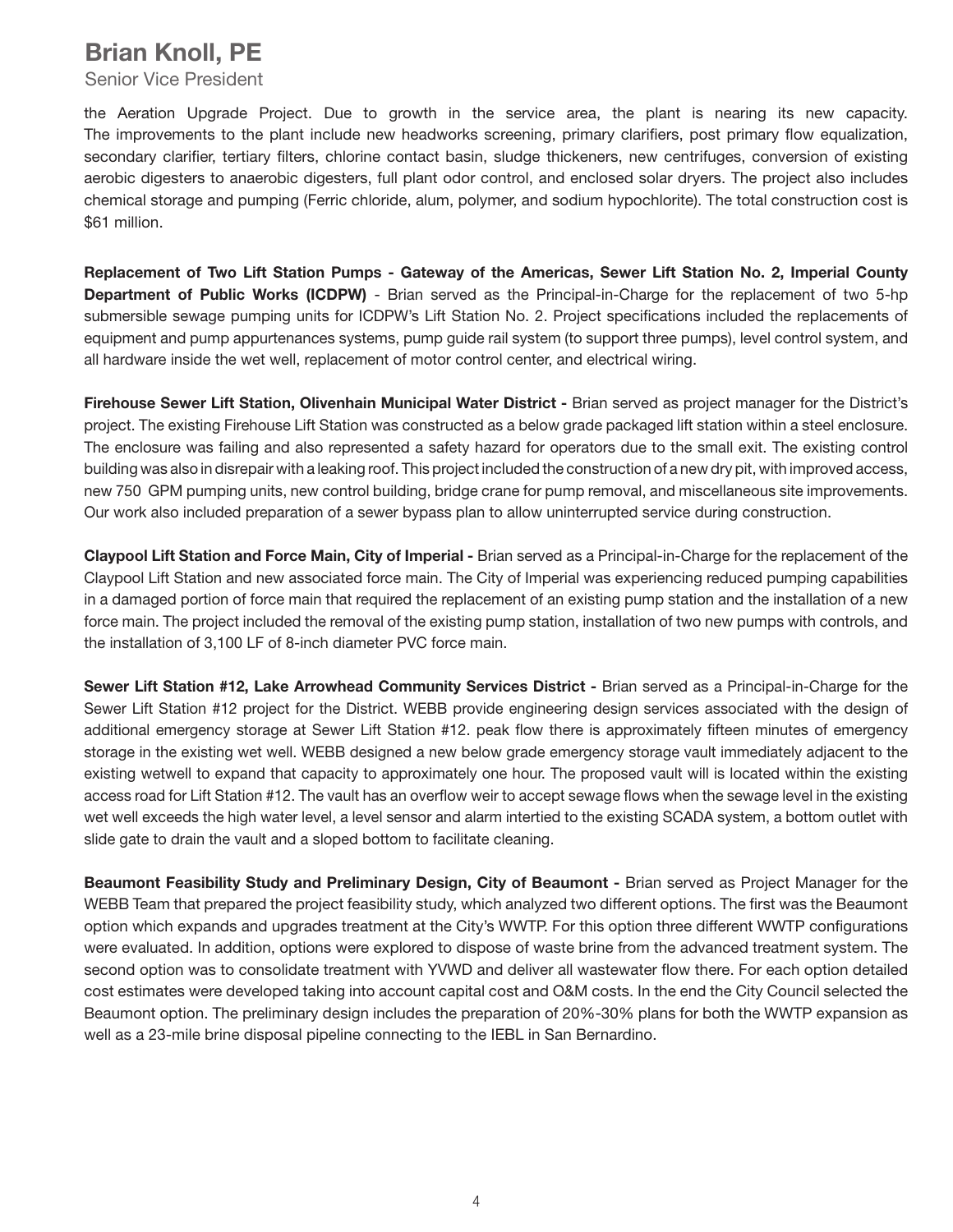the Aeration Upgrade Project. Due to growth in the service area, the plant is nearing its new capacity. The improvements to the plant include new headworks screening, primary clarifiers, post primary flow equalization, secondary clarifier, tertiary filters, chlorine contact basin, sludge thickeners, new centrifuges, conversion of existing aerobic digesters to anaerobic digesters, full plant odor control, and enclosed solar dryers. The project also includes chemical storage and pumping (Ferric chloride, alum, polymer, and sodium hypochlorite). The total construction cost is $61 million.

**Replacement of Two Lift Station Pumps - Gateway of the Americas, Sewer Lift Station No. 2, Imperial County Department of Public Works (ICDPW)** - Brian served as the Principal-in-Charge for the replacement of two 5-hp submersible sewage pumping units for ICDPW's Lift Station No. 2. Project specifications included the replacements of equipment and pump appurtenances systems, pump guide rail system (to support three pumps), level control system, and all hardware inside the wet well, replacement of motor control center, and electrical wiring.

**Firehouse Sewer Lift Station, Olivenhain Municipal Water District -** Brian served as project manager for the District's project. The existing Firehouse Lift Station was constructed as a below grade packaged lift station within a steel enclosure. The enclosure was failing and also represented a safety hazard for operators due to the small exit. The existing control building was also in disrepair with a leaking roof. This project included the construction of a new dry pit, with improved access, new 750 GPM pumping units, new control building, bridge crane for pump removal, and miscellaneous site improvements. Our work also included preparation of a sewer bypass plan to allow uninterrupted service during construction.

**Claypool Lift Station and Force Main, City of Imperial -** Brian served as a Principal-in-Charge for the replacement of the Claypool Lift Station and new associated force main. The City of Imperial was experiencing reduced pumping capabilities in a damaged portion of force main that required the replacement of an existing pump station and the installation of a new force main. The project included the removal of the existing pump station, installation of two new pumps with controls, and the installation of 3,100 LF of 8-inch diameter PVC force main.

**Sewer Lift Station #12, Lake Arrowhead Community Services District -** Brian served as a Principal-in-Charge for the Sewer Lift Station #12 project for the District. WEBB provide engineering design services associated with the design of additional emergency storage at Sewer Lift Station #12. peak flow there is approximately fifteen minutes of emergency storage in the existing wet well. WEBB designed a new below grade emergency storage vault immediately adjacent to the existing wetwell to expand that capacity to approximately one hour. The proposed vault will is located within the existing access road for Lift Station #12. The vault has an overflow weir to accept sewage flows when the sewage level in the existing wet well exceeds the high water level, a level sensor and alarm intertied to the existing SCADA system, a bottom outlet with slide gate to drain the vault and a sloped bottom to facilitate cleaning.

**Beaumont Feasibility Study and Preliminary Design, City of Beaumont -** Brian served as Project Manager for the WEBB Team that prepared the project feasibility study, which analyzed two different options. The first was the Beaumont option which expands and upgrades treatment at the City's WWTP. For this option three different WWTP configurations were evaluated. In addition, options were explored to dispose of waste brine from the advanced treatment system. The second option was to consolidate treatment with YVWD and deliver all wastewater flow there. For each option detailed cost estimates were developed taking into account capital cost and O&M costs. In the end the City Council selected the Beaumont option. The preliminary design includes the preparation of 20%-30% plans for both the WWTP expansion as well as a 23-mile brine disposal pipeline connecting to the IEBL in San Bernardino.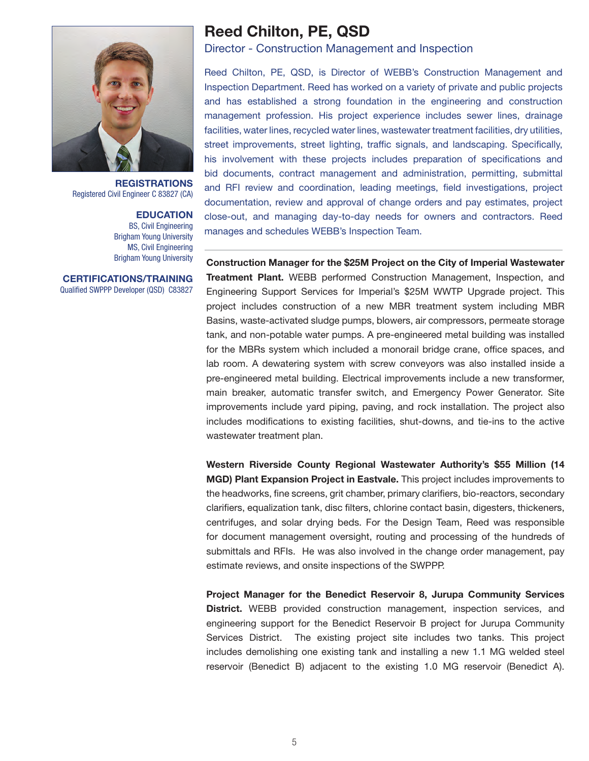# Reed Chilton, PE, QSD

## Director - Construction Management and Inspection

**REGISTRATIONS**
Registered Civil Engineer C 83827 (CA)

**EDUCATION**
BS, Civil Engineering
Brigham Young University
MS, Civil Engineering
Brigham Young University

**CERTIFICATIONS/TRAINING**
Qualified SWPPP Developer (QSD) C83827

Reed Chilton, PE, QSD, is Director of WEBB's Construction Management and Inspection Department. Reed has worked on a variety of private and public projects and has established a strong foundation in the engineering and construction management profession. His project experience includes sewer lines, drainage facilities, water lines, recycled water lines, wastewater treatment facilities, dry utilities, street improvements, street lighting, traffic signals, and landscaping. Specifically, his involvement with these projects includes preparation of specifications and bid documents, contract management and administration, permitting, submittal and RFI review and coordination, leading meetings, field investigations, project documentation, review and approval of change orders and pay estimates, project close-out, and managing day-to-day needs for owners and contractors. Reed manages and schedules WEBB's Inspection Team.

---

**Construction Manager for the $25M Project on the City of Imperial Wastewater Treatment Plant.** WEBB performed Construction Management, Inspection, and Engineering Support Services for Imperial's $25M WWTP Upgrade project. This project includes construction of a new MBR treatment system including MBR Basins, waste-activated sludge pumps, blowers, air compressors, permeate storage tank, and non-potable water pumps. A pre-engineered metal building was installed for the MBRs system which included a monorail bridge crane, office spaces, and lab room. A dewatering system with screw conveyors was also installed inside a pre-engineered metal building. Electrical improvements include a new transformer, main breaker, automatic transfer switch, and Emergency Power Generator. Site improvements include yard piping, paving, and rock installation. The project also includes modifications to existing facilities, shut-downs, and tie-ins to the active wastewater treatment plan.

**Western Riverside County Regional Wastewater Authority's $55 Million (14 MGD) Plant Expansion Project in Eastvale.** This project includes improvements to the headworks, fine screens, grit chamber, primary clarifiers, bio-reactors, secondary clarifiers, equalization tank, disc filters, chlorine contact basin, digesters, thickeners, centrifuges, and solar drying beds. For the Design Team, Reed was responsible for document management oversight, routing and processing of the hundreds of submittals and RFIs. He was also involved in the change order management, pay estimate reviews, and onsite inspections of the SWPPP.

**Project Manager for the Benedict Reservoir 8, Jurupa Community Services District.** WEBB provided construction management, inspection services, and engineering support for the Benedict Reservoir B project for Jurupa Community Services District. The existing project site includes two tanks. This project includes demolishing one existing tank and installing a new 1.1 MG welded steel reservoir (Benedict B) adjacent to the existing 1.0 MG reservoir (Benedict A).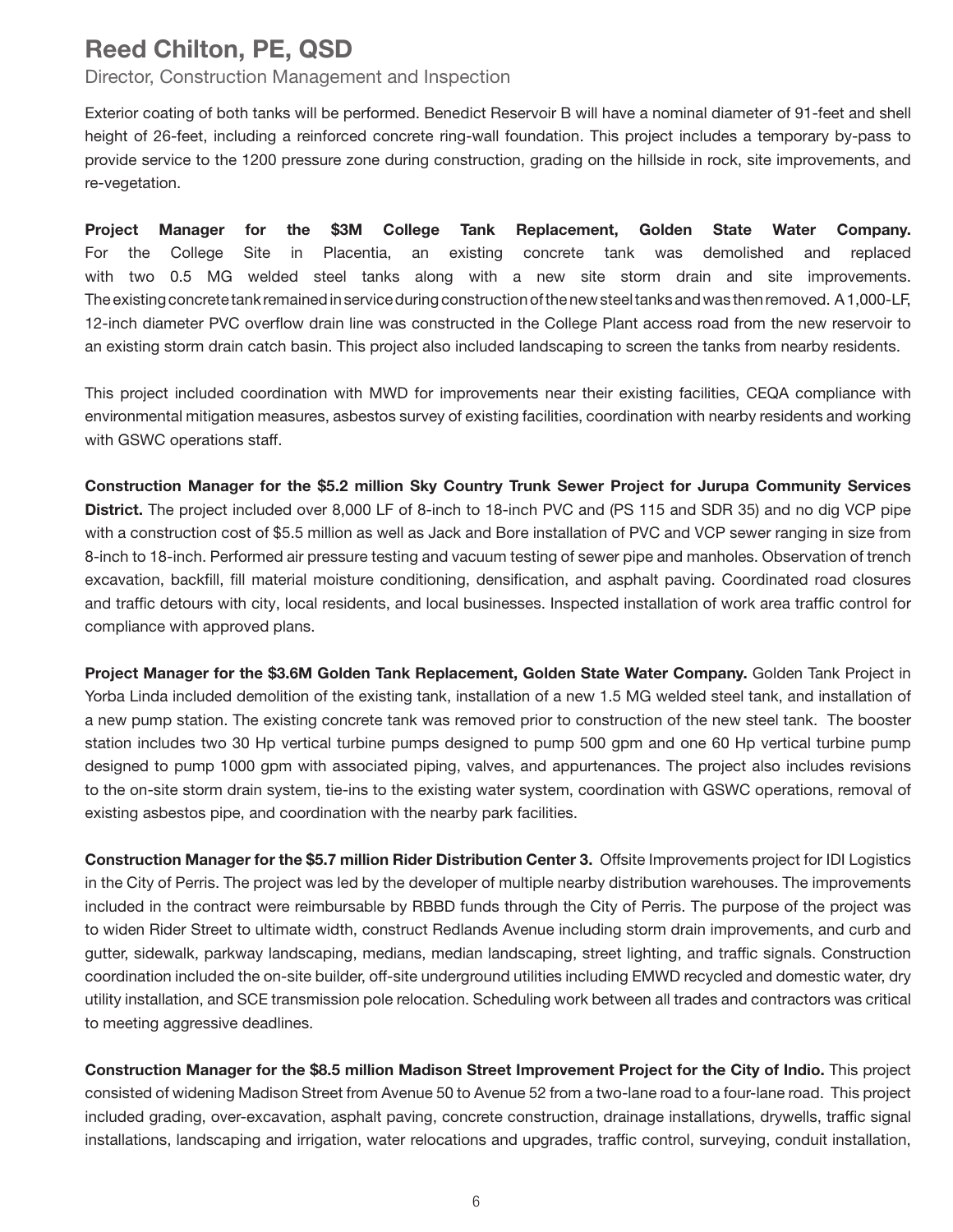# Reed Chilton, PE, QSD

Director, Construction Management and Inspection

Exterior coating of both tanks will be performed. Benedict Reservoir B will have a nominal diameter of 91-feet and shell height of 26-feet, including a reinforced concrete ring-wall foundation. This project includes a temporary by-pass to provide service to the 1200 pressure zone during construction, grading on the hillside in rock, site improvements, and re-vegetation.

**Project Manager for the $3M College Tank Replacement, Golden State Water Company.** For the College Site in Placentia, an existing concrete tank was demolished and replaced with two 0.5 MG welded steel tanks along with a new site storm drain and site improvements. The existing concrete tank remained in service during construction of the new steel tanks and was then removed. A 1,000-LF, 12-inch diameter PVC overflow drain line was constructed in the College Plant access road from the new reservoir to an existing storm drain catch basin. This project also included landscaping to screen the tanks from nearby residents.

This project included coordination with MWD for improvements near their existing facilities, CEQA compliance with environmental mitigation measures, asbestos survey of existing facilities, coordination with nearby residents and working with GSWC operations staff.

**Construction Manager for the $5.2 million Sky Country Trunk Sewer Project for Jurupa Community Services District.** The project included over 8,000 LF of 8-inch to 18-inch PVC and (PS 115 and SDR 35) and no dig VCP pipe with a construction cost of $5.5 million as well as Jack and Bore installation of PVC and VCP sewer ranging in size from 8-inch to 18-inch. Performed air pressure testing and vacuum testing of sewer pipe and manholes. Observation of trench excavation, backfill, fill material moisture conditioning, densification, and asphalt paving. Coordinated road closures and traffic detours with city, local residents, and local businesses. Inspected installation of work area traffic control for compliance with approved plans.

**Project Manager for the $3.6M Golden Tank Replacement, Golden State Water Company.** Golden Tank Project in Yorba Linda included demolition of the existing tank, installation of a new 1.5 MG welded steel tank, and installation of a new pump station. The existing concrete tank was removed prior to construction of the new steel tank. The booster station includes two 30 Hp vertical turbine pumps designed to pump 500 gpm and one 60 Hp vertical turbine pump designed to pump 1000 gpm with associated piping, valves, and appurtenances. The project also includes revisions to the on-site storm drain system, tie-ins to the existing water system, coordination with GSWC operations, removal of existing asbestos pipe, and coordination with the nearby park facilities.

**Construction Manager for the $5.7 million Rider Distribution Center 3.** Offsite Improvements project for IDI Logistics in the City of Perris. The project was led by the developer of multiple nearby distribution warehouses. The improvements included in the contract were reimbursable by RBBD funds through the City of Perris. The purpose of the project was to widen Rider Street to ultimate width, construct Redlands Avenue including storm drain improvements, and curb and gutter, sidewalk, parkway landscaping, medians, median landscaping, street lighting, and traffic signals. Construction coordination included the on-site builder, off-site underground utilities including EMWD recycled and domestic water, dry utility installation, and SCE transmission pole relocation. Scheduling work between all trades and contractors was critical to meeting aggressive deadlines.

**Construction Manager for the $8.5 million Madison Street Improvement Project for the City of Indio.** This project consisted of widening Madison Street from Avenue 50 to Avenue 52 from a two-lane road to a four-lane road. This project included grading, over-excavation, asphalt paving, concrete construction, drainage installations, drywells, traffic signal installations, landscaping and irrigation, water relocations and upgrades, traffic control, surveying, conduit installation,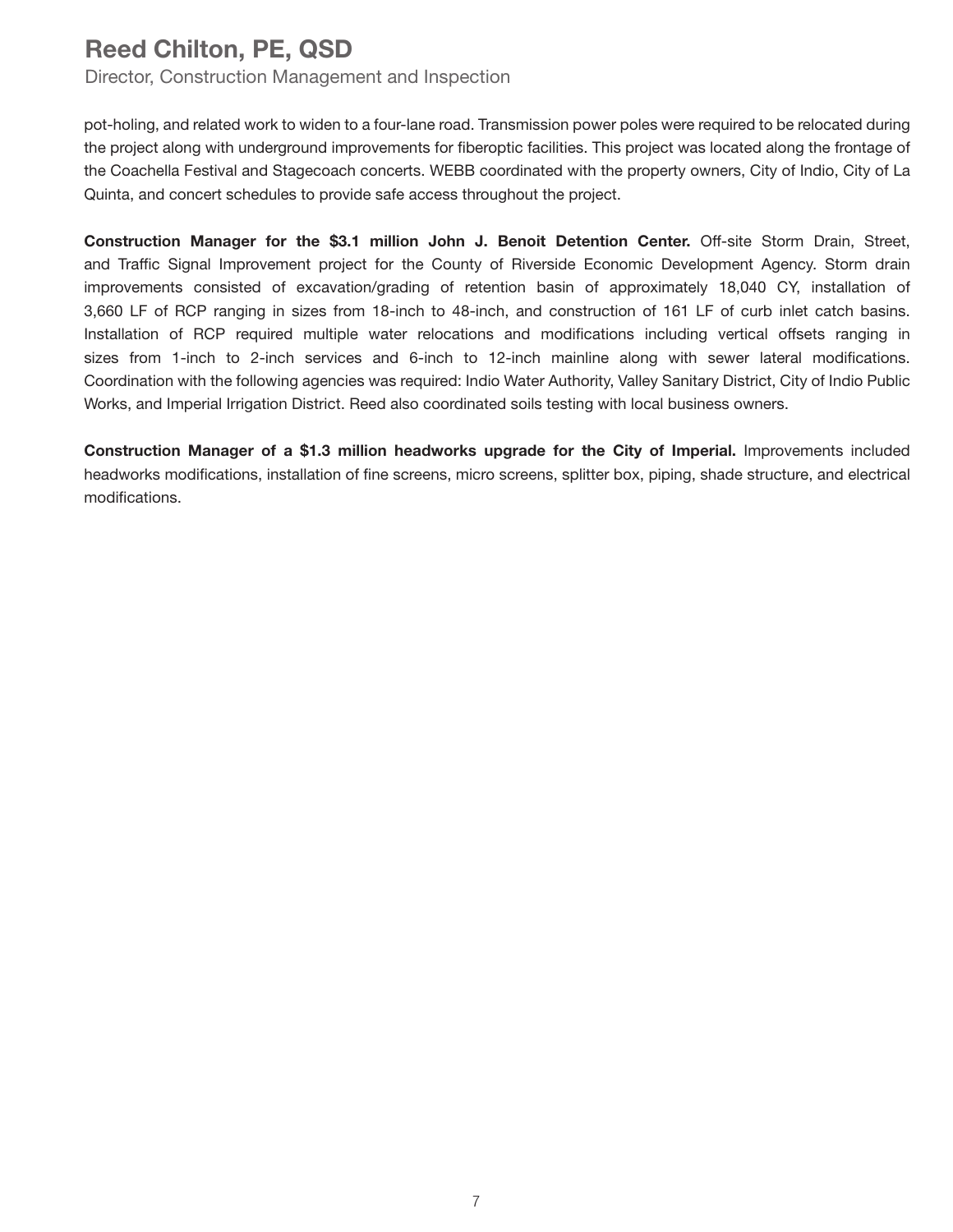pot-holing, and related work to widen to a four-lane road. Transmission power poles were required to be relocated during the project along with underground improvements for fiberoptic facilities. This project was located along the frontage of the Coachella Festival and Stagecoach concerts. WEBB coordinated with the property owners, City of Indio, City of La Quinta, and concert schedules to provide safe access throughout the project.

**Construction Manager for the $3.1 million John J. Benoit Detention Center.** Off-site Storm Drain, Street, and Traffic Signal Improvement project for the County of Riverside Economic Development Agency. Storm drain improvements consisted of excavation/grading of retention basin of approximately 18,040 CY, installation of 3,660 LF of RCP ranging in sizes from 18-inch to 48-inch, and construction of 161 LF of curb inlet catch basins. Installation of RCP required multiple water relocations and modifications including vertical offsets ranging in sizes from 1-inch to 2-inch services and 6-inch to 12-inch mainline along with sewer lateral modifications. Coordination with the following agencies was required: Indio Water Authority, Valley Sanitary District, City of Indio Public Works, and Imperial Irrigation District. Reed also coordinated soils testing with local business owners.

**Construction Manager of a $1.3 million headworks upgrade for the City of Imperial.** Improvements included headworks modifications, installation of fine screens, micro screens, splitter box, piping, shade structure, and electrical modifications.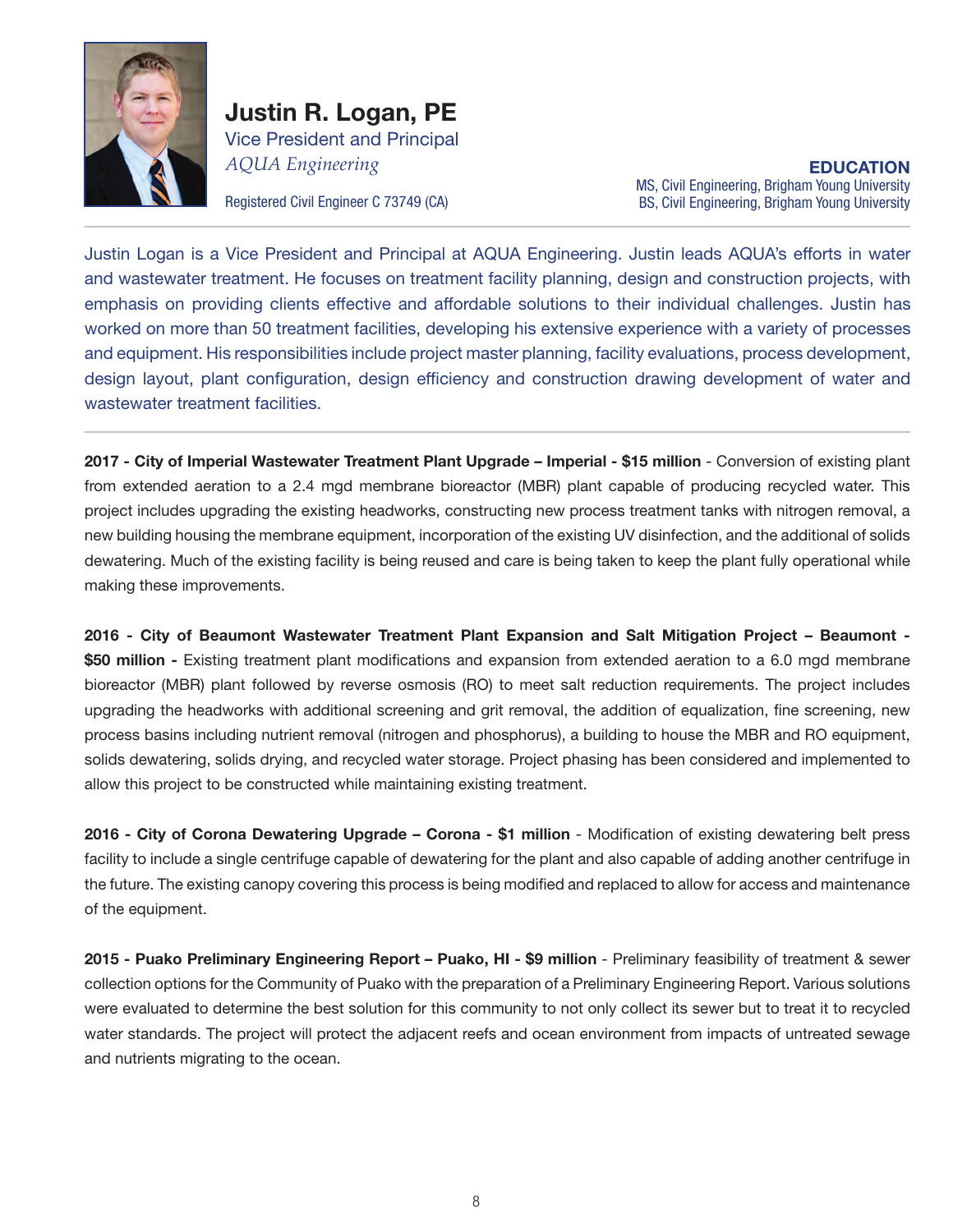# Justin R. Logan, PE

Vice President and Principal

*AQUA Engineering*

Registered Civil Engineer C 73749 (CA)

**EDUCATION**

MS, Civil Engineering, Brigham Young University

BS, Civil Engineering, Brigham Young University

Justin Logan is a Vice President and Principal at AQUA Engineering. Justin leads AQUA's efforts in water and wastewater treatment. He focuses on treatment facility planning, design and construction projects, with emphasis on providing clients effective and affordable solutions to their individual challenges. Justin has worked on more than 50 treatment facilities, developing his extensive experience with a variety of processes and equipment. His responsibilities include project master planning, facility evaluations, process development, design layout, plant configuration, design efficiency and construction drawing development of water and wastewater treatment facilities.

**2017 - City of Imperial Wastewater Treatment Plant Upgrade – Imperial - $15 million** - Conversion of existing plant from extended aeration to a 2.4 mgd membrane bioreactor (MBR) plant capable of producing recycled water. This project includes upgrading the existing headworks, constructing new process treatment tanks with nitrogen removal, a new building housing the membrane equipment, incorporation of the existing UV disinfection, and the additional of solids dewatering. Much of the existing facility is being reused and care is being taken to keep the plant fully operational while making these improvements.

**2016 - City of Beaumont Wastewater Treatment Plant Expansion and Salt Mitigation Project – Beaumont - $50 million -** Existing treatment plant modifications and expansion from extended aeration to a 6.0 mgd membrane bioreactor (MBR) plant followed by reverse osmosis (RO) to meet salt reduction requirements. The project includes upgrading the headworks with additional screening and grit removal, the addition of equalization, fine screening, new process basins including nutrient removal (nitrogen and phosphorus), a building to house the MBR and RO equipment, solids dewatering, solids drying, and recycled water storage. Project phasing has been considered and implemented to allow this project to be constructed while maintaining existing treatment.

**2016 - City of Corona Dewatering Upgrade – Corona - $1 million** - Modification of existing dewatering belt press facility to include a single centrifuge capable of dewatering for the plant and also capable of adding another centrifuge in the future. The existing canopy covering this process is being modified and replaced to allow for access and maintenance of the equipment.

**2015 - Puako Preliminary Engineering Report – Puako, HI - $9 million** - Preliminary feasibility of treatment & sewer collection options for the Community of Puako with the preparation of a Preliminary Engineering Report. Various solutions were evaluated to determine the best solution for this community to not only collect its sewer but to treat it to recycled water standards. The project will protect the adjacent reefs and ocean environment from impacts of untreated sewage and nutrients migrating to the ocean.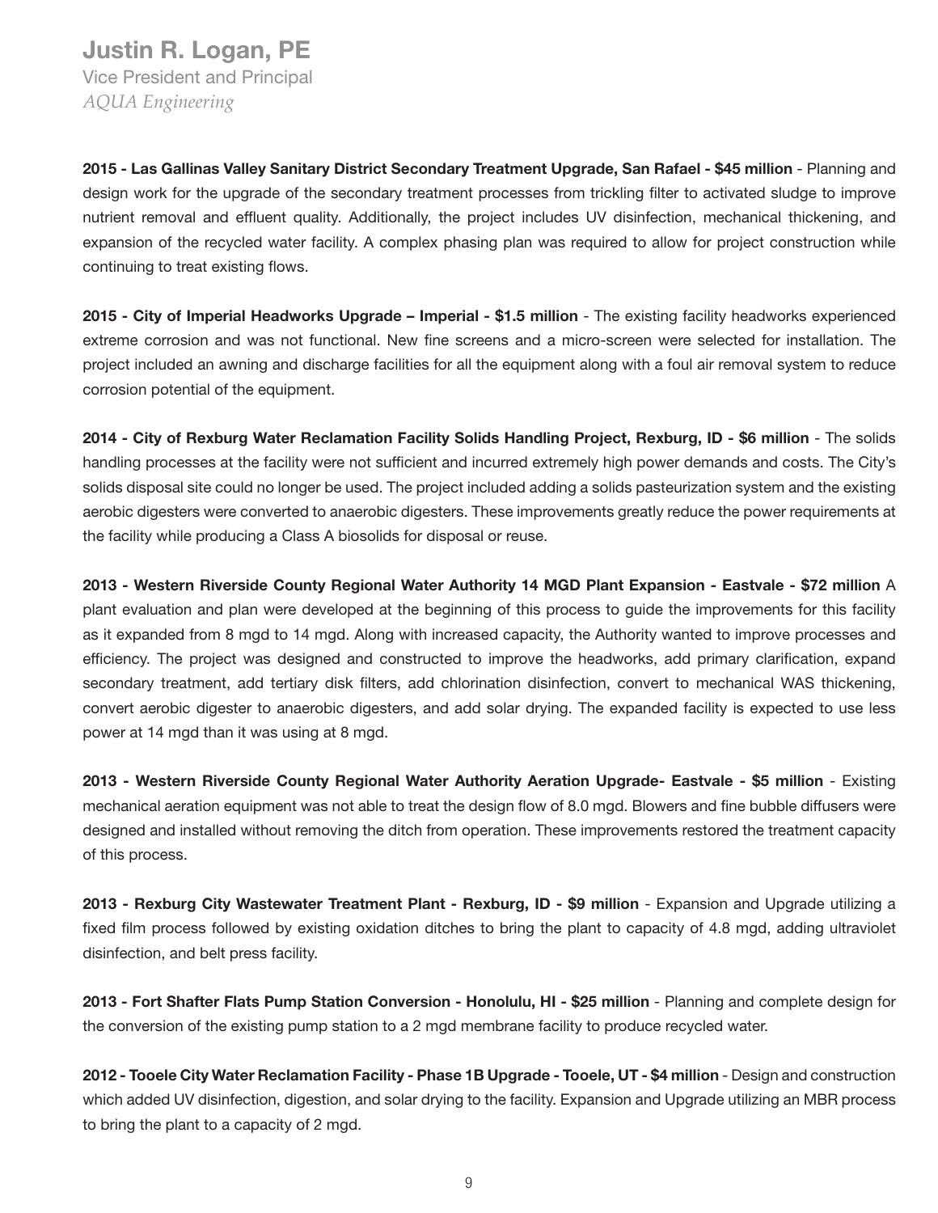**2015 - Las Gallinas Valley Sanitary District Secondary Treatment Upgrade, San Rafael - $45 million** - Planning and design work for the upgrade of the secondary treatment processes from trickling filter to activated sludge to improve nutrient removal and effluent quality. Additionally, the project includes UV disinfection, mechanical thickening, and expansion of the recycled water facility. A complex phasing plan was required to allow for project construction while continuing to treat existing flows.

**2015 - City of Imperial Headworks Upgrade – Imperial - $1.5 million** - The existing facility headworks experienced extreme corrosion and was not functional. New fine screens and a micro-screen were selected for installation. The project included an awning and discharge facilities for all the equipment along with a foul air removal system to reduce corrosion potential of the equipment.

**2014 - City of Rexburg Water Reclamation Facility Solids Handling Project, Rexburg, ID - $6 million** - The solids handling processes at the facility were not sufficient and incurred extremely high power demands and costs. The City's solids disposal site could no longer be used. The project included adding a solids pasteurization system and the existing aerobic digesters were converted to anaerobic digesters. These improvements greatly reduce the power requirements at the facility while producing a Class A biosolids for disposal or reuse.

**2013 - Western Riverside County Regional Water Authority 14 MGD Plant Expansion - Eastvale - $72 million** A plant evaluation and plan were developed at the beginning of this process to guide the improvements for this facility as it expanded from 8 mgd to 14 mgd. Along with increased capacity, the Authority wanted to improve processes and efficiency. The project was designed and constructed to improve the headworks, add primary clarification, expand secondary treatment, add tertiary disk filters, add chlorination disinfection, convert to mechanical WAS thickening, convert aerobic digester to anaerobic digesters, and add solar drying. The expanded facility is expected to use less power at 14 mgd than it was using at 8 mgd.

**2013 - Western Riverside County Regional Water Authority Aeration Upgrade- Eastvale - $5 million** - Existing mechanical aeration equipment was not able to treat the design flow of 8.0 mgd. Blowers and fine bubble diffusers were designed and installed without removing the ditch from operation. These improvements restored the treatment capacity of this process.

**2013 - Rexburg City Wastewater Treatment Plant - Rexburg, ID - $9 million** - Expansion and Upgrade utilizing a fixed film process followed by existing oxidation ditches to bring the plant to capacity of 4.8 mgd, adding ultraviolet disinfection, and belt press facility.

**2013 - Fort Shafter Flats Pump Station Conversion - Honolulu, HI - $25 million** - Planning and complete design for the conversion of the existing pump station to a 2 mgd membrane facility to produce recycled water.

**2012 - Tooele City Water Reclamation Facility - Phase 1B Upgrade - Tooele, UT - $4 million** - Design and construction which added UV disinfection, digestion, and solar drying to the facility. Expansion and Upgrade utilizing an MBR process to bring the plant to a capacity of 2 mgd.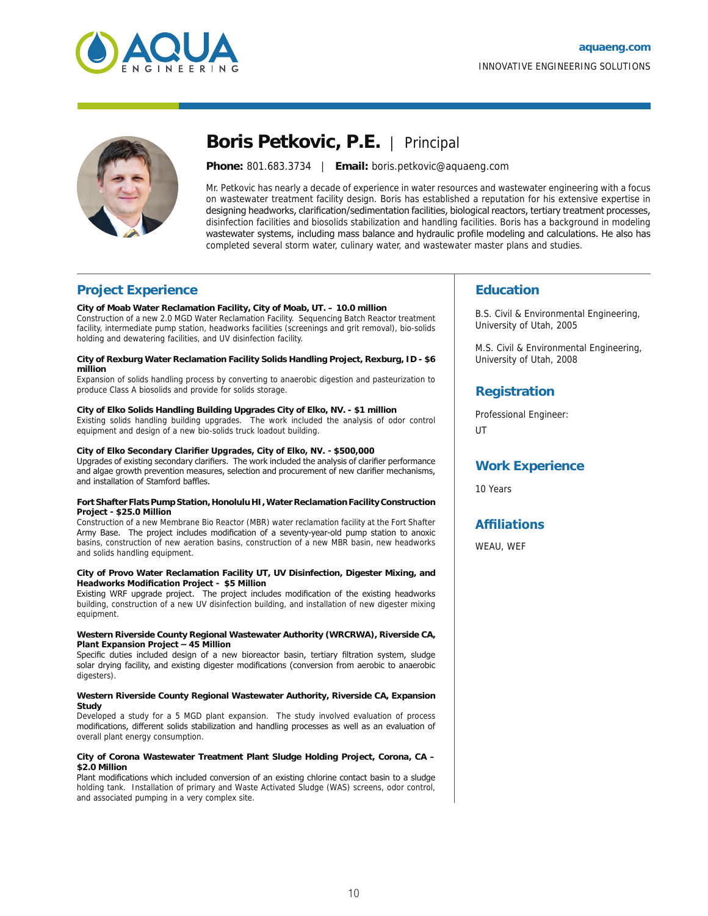aquaeng.com

INNOVATIVE ENGINEERING SOLUTIONS

# Boris Petkovic, P.E. | Principal

**Phone:** 801.683.3734 | **Email:** boris.petkovic@aquaeng.com

Mr. Petkovic has nearly a decade of experience in water resources and wastewater engineering with a focus on wastewater treatment facility design. Boris has established a reputation for his extensive expertise in designing headworks, clarification/sedimentation facilities, biological reactors, tertiary treatment processes, disinfection facilities and biosolids stabilization and handling facilities. Boris has a background in modeling wastewater systems, including mass balance and hydraulic profile modeling and calculations. He also has completed several storm water, culinary water, and wastewater master plans and studies.

## Project Experience

**City of Moab Water Reclamation Facility, City of Moab, UT. – 10.0 million**
Construction of a new 2.0 MGD Water Reclamation Facility. Sequencing Batch Reactor treatment facility, intermediate pump station, headworks facilities (screenings and grit removal), bio-solids holding and dewatering facilities, and UV disinfection facility.

**City of Rexburg Water Reclamation Facility Solids Handling Project, Rexburg, ID - $6 million**
Expansion of solids handling process by converting to anaerobic digestion and pasteurization to produce Class A biosolids and provide for solids storage.

**City of Elko Solids Handling Building Upgrades City of Elko, NV. - $1 million**
Existing solids handling building upgrades. The work included the analysis of odor control equipment and design of a new bio-solids truck loadout building.

**City of Elko Secondary Clarifier Upgrades, City of Elko, NV. - $500,000**
Upgrades of existing secondary clarifiers. The work included the analysis of clarifier performance and algae growth prevention measures, selection and procurement of new clarifier mechanisms, and installation of Stamford baffles.

**Fort Shafter Flats Pump Station, Honolulu HI, Water Reclamation Facility Construction Project - $25.0 Million**
Construction of a new Membrane Bio Reactor (MBR) water reclamation facility at the Fort Shafter Army Base. The project includes modification of a seventy-year-old pump station to anoxic basins, construction of new aeration basins, construction of a new MBR basin, new headworks and solids handling equipment.

**City of Provo Water Reclamation Facility UT, UV Disinfection, Digester Mixing, and Headworks Modification Project - $5 Million**
Existing WRF upgrade project. The project includes modification of the existing headworks building, construction of a new UV disinfection building, and installation of new digester mixing equipment.

**Western Riverside County Regional Wastewater Authority (WRCRWA), Riverside CA, Plant Expansion Project – 45 Million**
Specific duties included design of a new bioreactor basin, tertiary filtration system, sludge solar drying facility, and existing digester modifications (conversion from aerobic to anaerobic digesters).

**Western Riverside County Regional Wastewater Authority, Riverside CA, Expansion Study**
Developed a study for a 5 MGD plant expansion. The study involved evaluation of process modifications, different solids stabilization and handling processes as well as an evaluation of overall plant energy consumption.

**City of Corona Wastewater Treatment Plant Sludge Holding Project, Corona, CA – $2.0 Million**
Plant modifications which included conversion of an existing chlorine contact basin to a sludge holding tank. Installation of primary and Waste Activated Sludge (WAS) screens, odor control, and associated pumping in a very complex site.

## Education

B.S. Civil & Environmental Engineering, University of Utah, 2005

M.S. Civil & Environmental Engineering, University of Utah, 2008

## Registration

Professional Engineer:

UT

## Work Experience

10 Years

## Affiliations

WEAU, WEF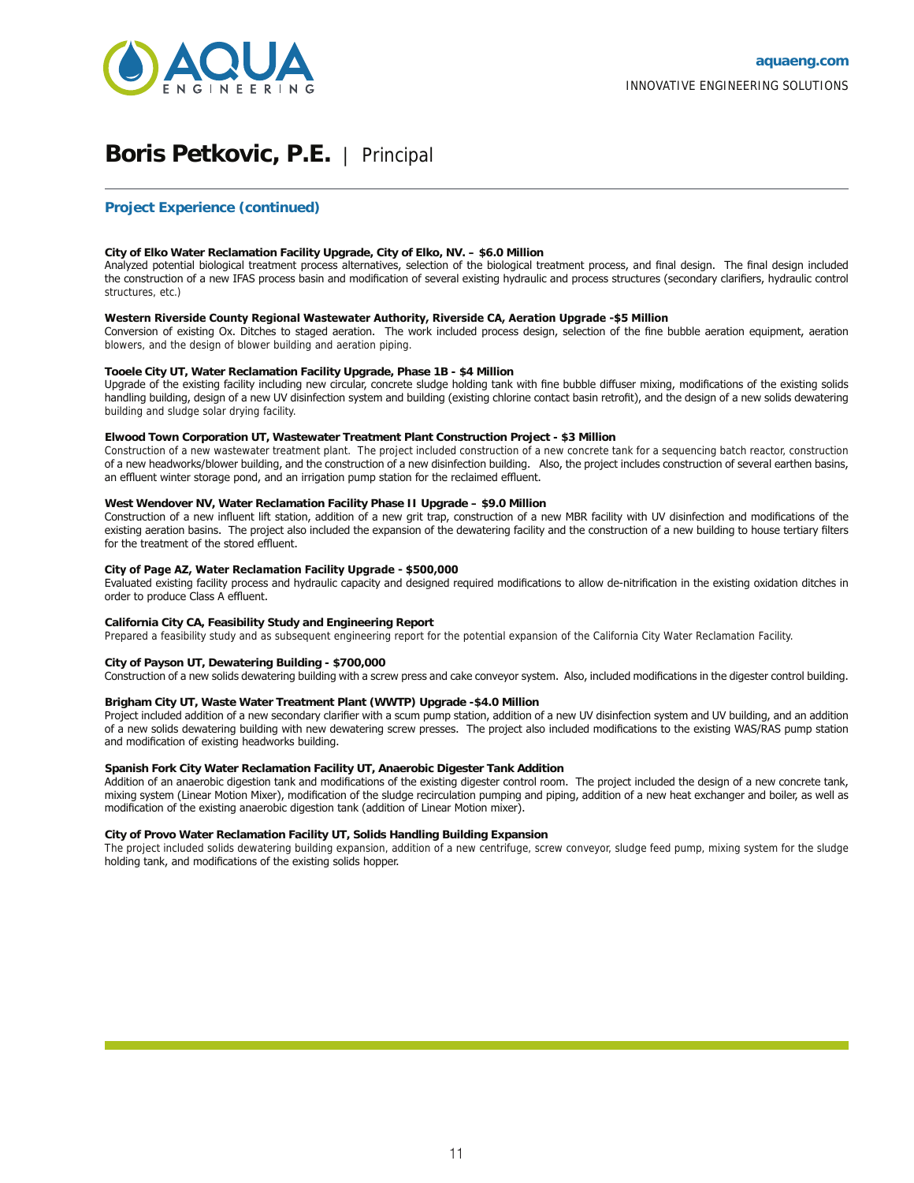# Boris Petkovic, P.E. | Principal

## Project Experience (continued)

**City of Elko Water Reclamation Facility Upgrade, City of Elko, NV. – $6.0 Million**
Analyzed potential biological treatment process alternatives, selection of the biological treatment process, and final design. The final design included the construction of a new IFAS process basin and modification of several existing hydraulic and process structures (secondary clarifiers, hydraulic control structures, etc.)

**Western Riverside County Regional Wastewater Authority, Riverside CA, Aeration Upgrade -$5 Million**
Conversion of existing Ox. Ditches to staged aeration. The work included process design, selection of the fine bubble aeration equipment, aeration blowers, and the design of blower building and aeration piping.

**Tooele City UT, Water Reclamation Facility Upgrade, Phase 1B - $4 Million**
Upgrade of the existing facility including new circular, concrete sludge holding tank with fine bubble diffuser mixing, modifications of the existing solids handling building, design of a new UV disinfection system and building (existing chlorine contact basin retrofit), and the design of a new solids dewatering building and sludge solar drying facility.

**Elwood Town Corporation UT, Wastewater Treatment Plant Construction Project - $3 Million**
Construction of a new wastewater treatment plant. The project included construction of a new concrete tank for a sequencing batch reactor, construction of a new headworks/blower building, and the construction of a new disinfection building. Also, the project includes construction of several earthen basins, an effluent winter storage pond, and an irrigation pump station for the reclaimed effluent.

**West Wendover NV, Water Reclamation Facility Phase II Upgrade – $9.0 Million**
Construction of a new influent lift station, addition of a new grit trap, construction of a new MBR facility with UV disinfection and modifications of the existing aeration basins. The project also included the expansion of the dewatering facility and the construction of a new building to house tertiary filters for the treatment of the stored effluent.

**City of Page AZ, Water Reclamation Facility Upgrade - $500,000**
Evaluated existing facility process and hydraulic capacity and designed required modifications to allow de-nitrification in the existing oxidation ditches in order to produce Class A effluent.

**California City CA, Feasibility Study and Engineering Report**
Prepared a feasibility study and as subsequent engineering report for the potential expansion of the California City Water Reclamation Facility.

**City of Payson UT, Dewatering Building - $700,000**
Construction of a new solids dewatering building with a screw press and cake conveyor system. Also, included modifications in the digester control building.

**Brigham City UT, Waste Water Treatment Plant (WWTP) Upgrade -$4.0 Million**
Project included addition of a new secondary clarifier with a scum pump station, addition of a new UV disinfection system and UV building, and an addition of a new solids dewatering building with new dewatering screw presses. The project also included modifications to the existing WAS/RAS pump station and modification of existing headworks building.

**Spanish Fork City Water Reclamation Facility UT, Anaerobic Digester Tank Addition**
Addition of an anaerobic digestion tank and modifications of the existing digester control room. The project included the design of a new concrete tank, mixing system (Linear Motion Mixer), modification of the sludge recirculation pumping and piping, addition of a new heat exchanger and boiler, as well as modification of the existing anaerobic digestion tank (addition of Linear Motion mixer).

**City of Provo Water Reclamation Facility UT, Solids Handling Building Expansion**
The project included solids dewatering building expansion, addition of a new centrifuge, screw conveyor, sludge feed pump, mixing system for the sludge holding tank, and modifications of the existing solids hopper.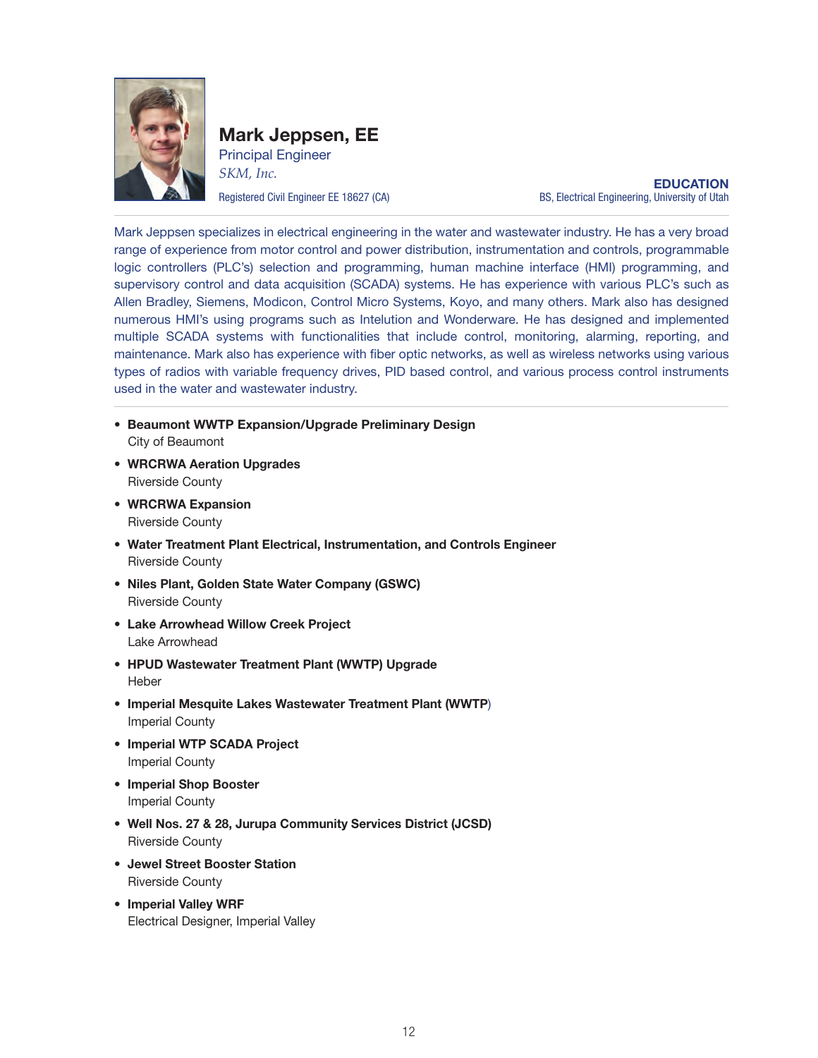# Mark Jeppsen, EE

Principal Engineer

*SKM, Inc.*

Registered Civil Engineer EE 18627 (CA)

**EDUCATION**

BS, Electrical Engineering, University of Utah

Mark Jeppsen specializes in electrical engineering in the water and wastewater industry. He has a very broad range of experience from motor control and power distribution, instrumentation and controls, programmable logic controllers (PLC's) selection and programming, human machine interface (HMI) programming, and supervisory control and data acquisition (SCADA) systems. He has experience with various PLC's such as Allen Bradley, Siemens, Modicon, Control Micro Systems, Koyo, and many others. Mark also has designed numerous HMI's using programs such as Intelution and Wonderware. He has designed and implemented multiple SCADA systems with functionalities that include control, monitoring, alarming, reporting, and maintenance. Mark also has experience with fiber optic networks, as well as wireless networks using various types of radios with variable frequency drives, PID based control, and various process control instruments used in the water and wastewater industry.

- **Beaumont WWTP Expansion/Upgrade Preliminary Design**
  City of Beaumont
- **WRCRWA Aeration Upgrades**
  Riverside County
- **WRCRWA Expansion**
  Riverside County
- **Water Treatment Plant Electrical, Instrumentation, and Controls Engineer**
  Riverside County
- **Niles Plant, Golden State Water Company (GSWC)**
  Riverside County
- **Lake Arrowhead Willow Creek Project**
  Lake Arrowhead
- **HPUD Wastewater Treatment Plant (WWTP) Upgrade**
  Heber
- **Imperial Mesquite Lakes Wastewater Treatment Plant (WWTP)**
  Imperial County
- **Imperial WTP SCADA Project**
  Imperial County
- **Imperial Shop Booster**
  Imperial County
- **Well Nos. 27 & 28, Jurupa Community Services District (JCSD)**
  Riverside County
- **Jewel Street Booster Station**
  Riverside County
- **Imperial Valley WRF**
  Electrical Designer, Imperial Valley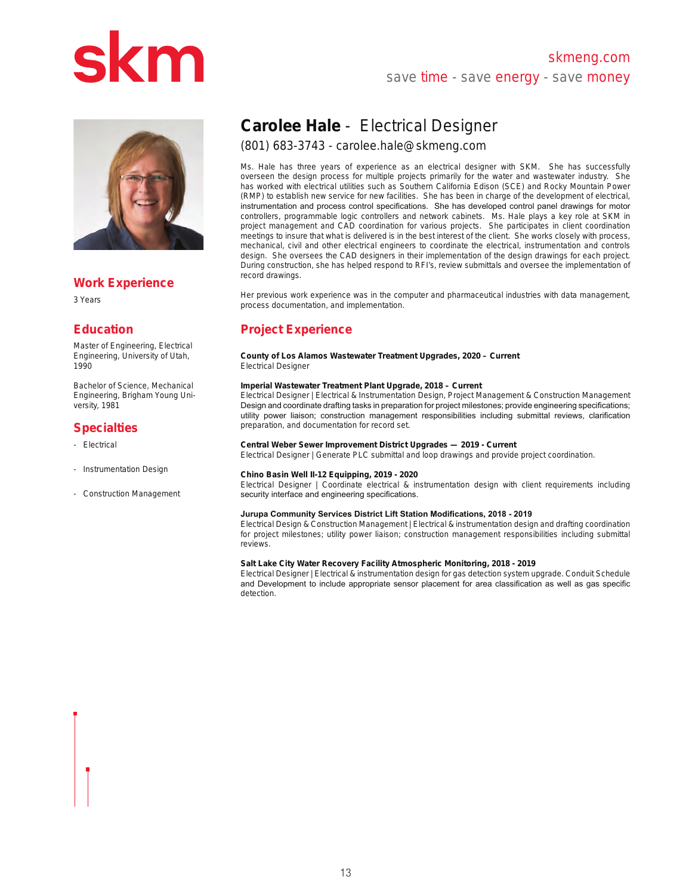skm

skmeng.com
save time - save energy - save money

# Carolee Hale - Electrical Designer

(801) 683-3743 - carolee.hale@skmeng.com

Ms. Hale has three years of experience as an electrical designer with SKM. She has successfully overseen the design process for multiple projects primarily for the water and wastewater industry. She has worked with electrical utilities such as Southern California Edison (SCE) and Rocky Mountain Power (RMP) to establish new service for new facilities. She has been in charge of the development of electrical, instrumentation and process control specifications. She has developed control panel drawings for motor controllers, programmable logic controllers and network cabinets. Ms. Hale plays a key role at SKM in project management and CAD coordination for various projects. She participates in client coordination meetings to insure that what is delivered is in the best interest of the client. She works closely with process, mechanical, civil and other electrical engineers to coordinate the electrical, instrumentation and controls design. She oversees the CAD designers in their implementation of the design drawings for each project. During construction, she has helped respond to RFI's, review submittals and oversee the implementation of record drawings.

Her previous work experience was in the computer and pharmaceutical industries with data management, process documentation, and implementation.

## Work Experience

3 Years

## Education

Master of Engineering, Electrical Engineering, University of Utah, 1990

Bachelor of Science, Mechanical Engineering, Brigham Young University, 1981

## Specialties

- Electrical
- Instrumentation Design
- Construction Management

## Project Experience

**County of Los Alamos Wastewater Treatment Upgrades, 2020 – Current**
Electrical Designer

**Imperial Wastewater Treatment Plant Upgrade, 2018 – Current**
Electrical Designer | Electrical & Instrumentation Design, Project Management & Construction Management
Design and coordinate drafting tasks in preparation for project milestones; provide engineering specifications; utility power liaison; construction management responsibilities including submittal reviews, clarification preparation, and documentation for record set.

**Central Weber Sewer Improvement District Upgrades — 2019 - Current**
Electrical Designer | Generate PLC submittal and loop drawings and provide project coordination.

**Chino Basin Well II-12 Equipping, 2019 - 2020**
Electrical Designer | Coordinate electrical & instrumentation design with client requirements including security interface and engineering specifications.

**Jurupa Community Services District Lift Station Modifications, 2018 - 2019**
Electrical Design & Construction Management | Electrical & instrumentation design and drafting coordination for project milestones; utility power liaison; construction management responsibilities including submittal reviews.

**Salt Lake City Water Recovery Facility Atmospheric Monitoring, 2018 - 2019**
Electrical Designer | Electrical & instrumentation design for gas detection system upgrade. Conduit Schedule and Development to include appropriate sensor placement for area classification as well as gas specific detection.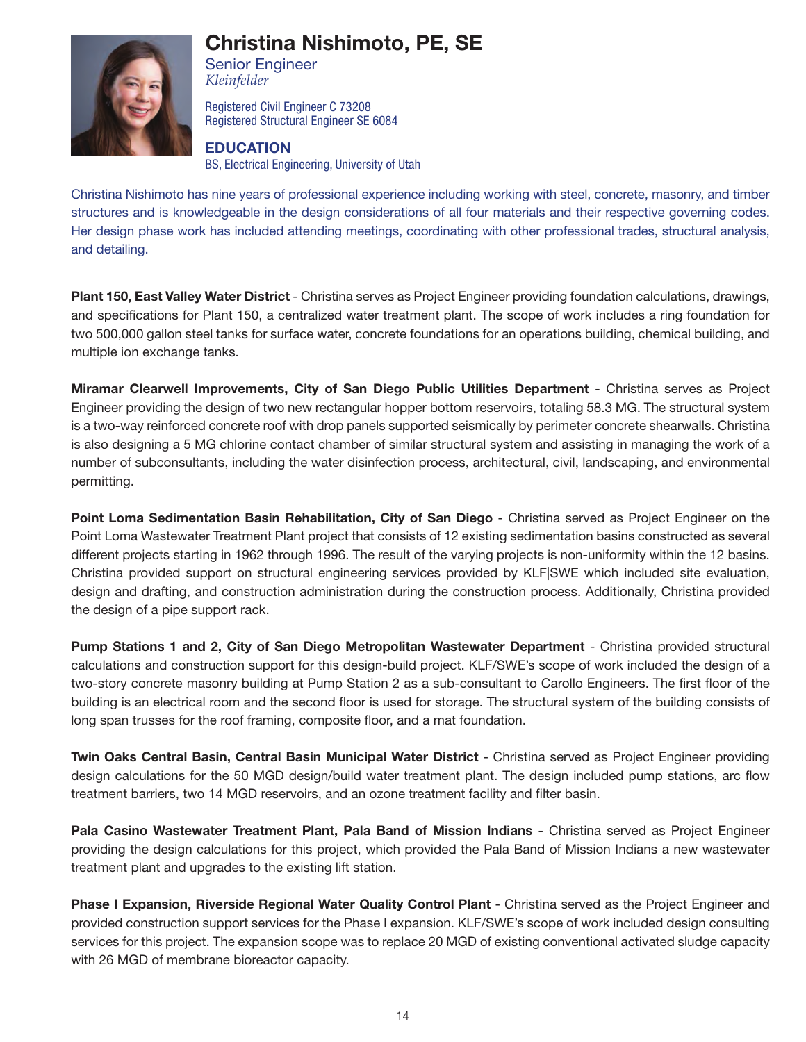# Christina Nishimoto, PE, SE

Senior Engineer
*Kleinfelder*

Registered Civil Engineer C 73208
Registered Structural Engineer SE 6084

## EDUCATION

BS, Electrical Engineering, University of Utah

Christina Nishimoto has nine years of professional experience including working with steel, concrete, masonry, and timber structures and is knowledgeable in the design considerations of all four materials and their respective governing codes. Her design phase work has included attending meetings, coordinating with other professional trades, structural analysis, and detailing.

**Plant 150, East Valley Water District** - Christina serves as Project Engineer providing foundation calculations, drawings, and specifications for Plant 150, a centralized water treatment plant. The scope of work includes a ring foundation for two 500,000 gallon steel tanks for surface water, concrete foundations for an operations building, chemical building, and multiple ion exchange tanks.

**Miramar Clearwell Improvements, City of San Diego Public Utilities Department** - Christina serves as Project Engineer providing the design of two new rectangular hopper bottom reservoirs, totaling 58.3 MG. The structural system is a two-way reinforced concrete roof with drop panels supported seismically by perimeter concrete shearwalls. Christina is also designing a 5 MG chlorine contact chamber of similar structural system and assisting in managing the work of a number of subconsultants, including the water disinfection process, architectural, civil, landscaping, and environmental permitting.

**Point Loma Sedimentation Basin Rehabilitation, City of San Diego** - Christina served as Project Engineer on the Point Loma Wastewater Treatment Plant project that consists of 12 existing sedimentation basins constructed as several different projects starting in 1962 through 1996. The result of the varying projects is non-uniformity within the 12 basins. Christina provided support on structural engineering services provided by KLF|SWE which included site evaluation, design and drafting, and construction administration during the construction process. Additionally, Christina provided the design of a pipe support rack.

**Pump Stations 1 and 2, City of San Diego Metropolitan Wastewater Department** - Christina provided structural calculations and construction support for this design-build project. KLF/SWE's scope of work included the design of a two-story concrete masonry building at Pump Station 2 as a sub-consultant to Carollo Engineers. The first floor of the building is an electrical room and the second floor is used for storage. The structural system of the building consists of long span trusses for the roof framing, composite floor, and a mat foundation.

**Twin Oaks Central Basin, Central Basin Municipal Water District** - Christina served as Project Engineer providing design calculations for the 50 MGD design/build water treatment plant. The design included pump stations, arc flow treatment barriers, two 14 MGD reservoirs, and an ozone treatment facility and filter basin.

**Pala Casino Wastewater Treatment Plant, Pala Band of Mission Indians** - Christina served as Project Engineer providing the design calculations for this project, which provided the Pala Band of Mission Indians a new wastewater treatment plant and upgrades to the existing lift station.

**Phase I Expansion, Riverside Regional Water Quality Control Plant** - Christina served as the Project Engineer and provided construction support services for the Phase I expansion. KLF/SWE's scope of work included design consulting services for this project. The expansion scope was to replace 20 MGD of existing conventional activated sludge capacity with 26 MGD of membrane bioreactor capacity.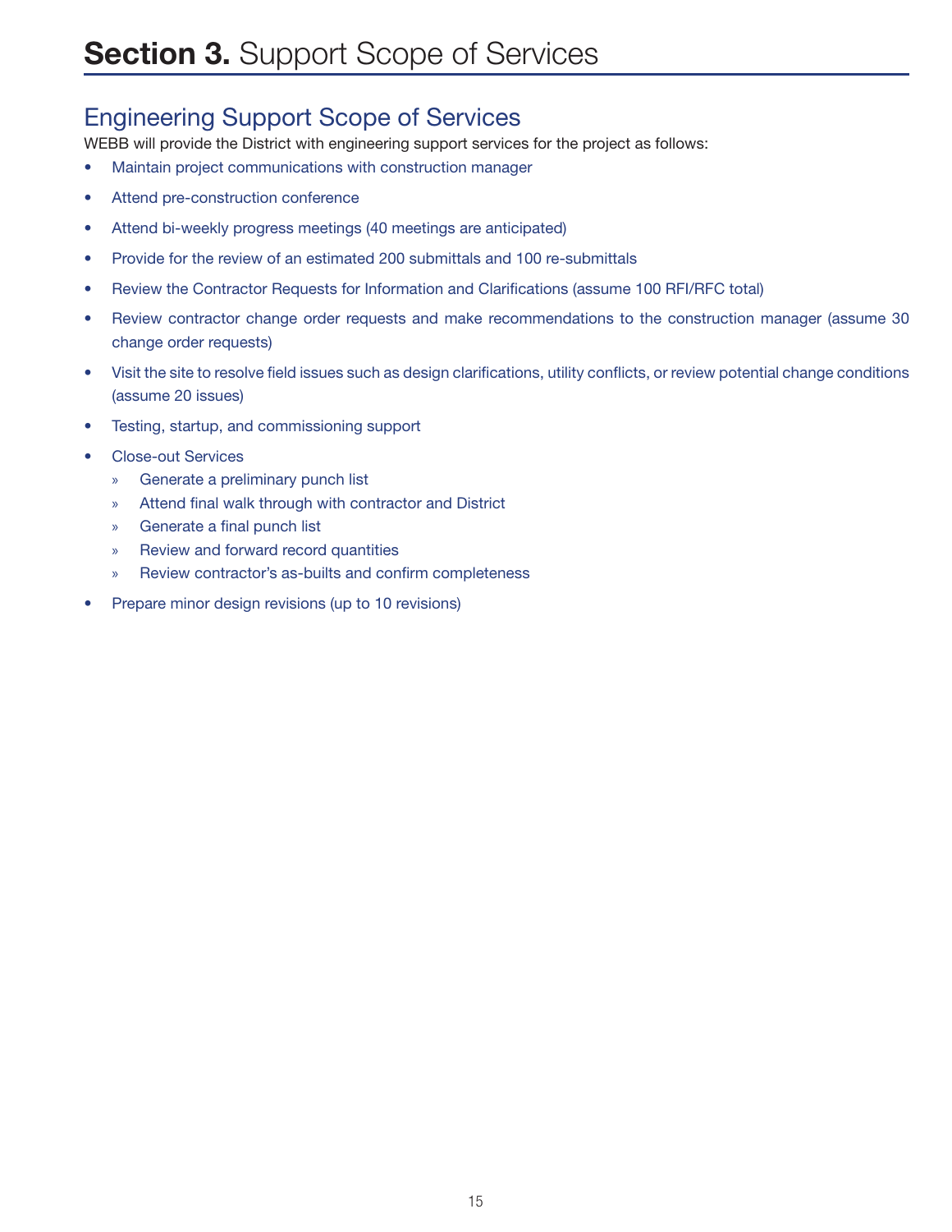# **Section 3.** Support Scope of Services

## Engineering Support Scope of Services

WEBB will provide the District with engineering support services for the project as follows:

- Maintain project communications with construction manager
- Attend pre-construction conference
- Attend bi-weekly progress meetings (40 meetings are anticipated)
- Provide for the review of an estimated 200 submittals and 100 re-submittals
- Review the Contractor Requests for Information and Clarifications (assume 100 RFI/RFC total)
- Review contractor change order requests and make recommendations to the construction manager (assume 30 change order requests)
- Visit the site to resolve field issues such as design clarifications, utility conflicts, or review potential change conditions (assume 20 issues)
- Testing, startup, and commissioning support
- Close-out Services
  - Generate a preliminary punch list
  - Attend final walk through with contractor and District
  - Generate a final punch list
  - Review and forward record quantities
  - Review contractor's as-builts and confirm completeness
- Prepare minor design revisions (up to 10 revisions)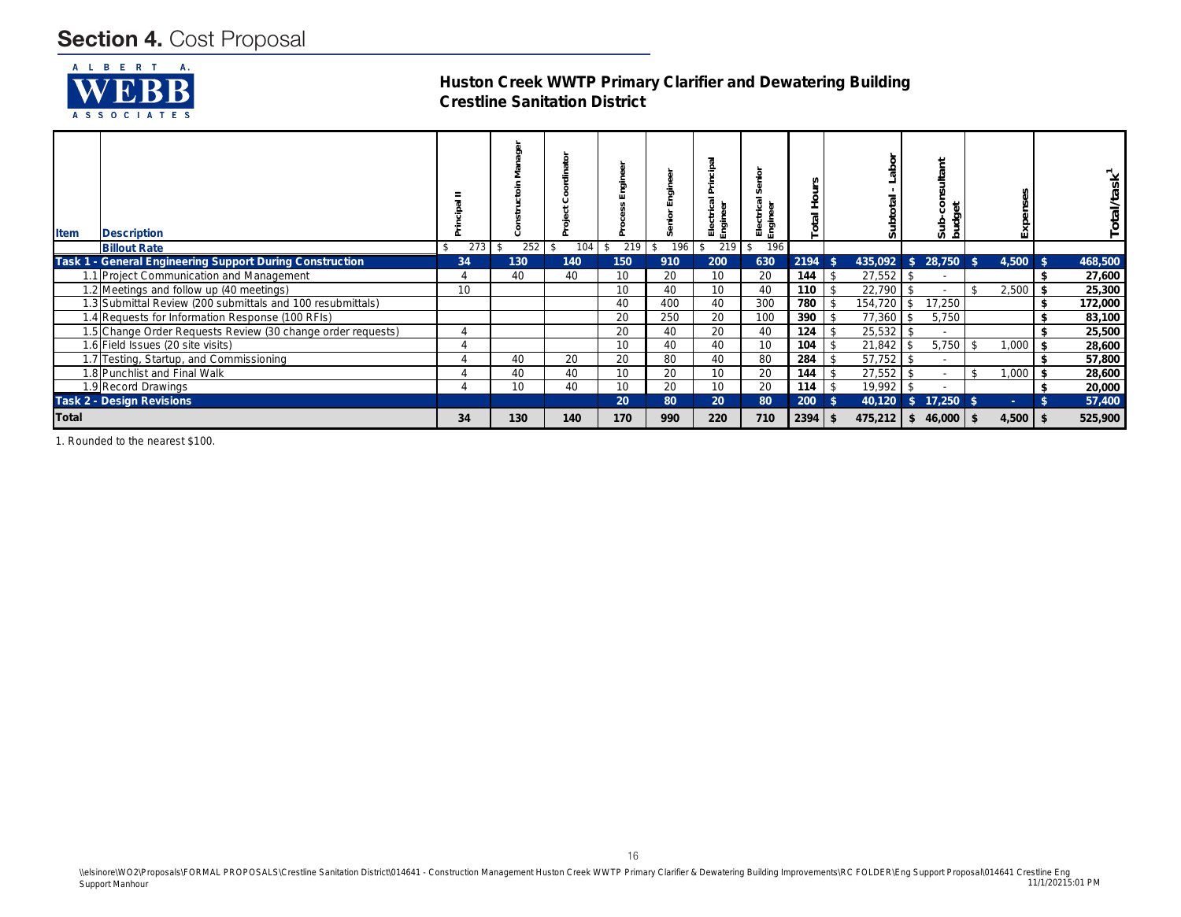# **Section 4.** Cost Proposal

ALBERT A. WEBB ASSOCIATES

**Huston Creek WWTP Primary Clarifier and Dewatering Building**
**Crestline Sanitation District**

| Item | Description | Principal II | Constructoin Manager | Project Coordinator | Process Engineer | Senior Engineer | Electrical Principal Engineer | Electrical Senior Engineer | Total Hours | Subtotal - Labor | Sub-consultant budget | Expenses | Total/task[1] |
|---|---|---|---|---|---|---|---|---|---|---|---|---|---|
| | **Billout Rate** | $ 273 | $ 252 | $ 104 | $ 219 | $ 196 | $ 219 | $ 196 | | | | | |
| **Task 1 - General Engineering Support During Construction** | | **34** | **130** | **140** | **150** | **910** | **200** | **630** | **2194** | **$ 435,092** | **$ 28,750** | **$ 4,500** | **$ 468,500** |
| 1.1 | Project Communication and Management | 4 | 40 | 40 | 10 | 20 | 10 | 20 | **144** | $ 27,552 | $ - | | **$ 27,600** |
| 1.2 | Meetings and follow up (40 meetings) | 10 | | | 10 | 40 | 10 | 40 | **110** | $ 22,790 | $ - | $ 2,500 | **$ 25,300** |
| 1.3 | Submittal Review (200 submittals and 100 resubmittals) | | | | 40 | 400 | 40 | 300 | **780** | $ 154,720 | $ 17,250 | | **$ 172,000** |
| 1.4 | Requests for Information Response (100 RFIs) | | | | 20 | 250 | 20 | 100 | **390** | $ 77,360 | $ 5,750 | | **$ 83,100** |
| 1.5 | Change Order Requests Review (30 change order requests) | 4 | | | 20 | 40 | 20 | 40 | **124** | $ 25,532 | $ - | | **$ 25,500** |
| 1.6 | Field Issues (20 site visits) | 4 | | | 10 | 40 | 40 | 10 | **104** | $ 21,842 | $ 5,750 | $ 1,000 | **$ 28,600** |
| 1.7 | Testing, Startup, and Commissioning | 4 | 40 | 20 | 20 | 80 | 40 | 80 | **284** | $ 57,752 | $ - | | **$ 57,800** |
| 1.8 | Punchlist and Final Walk | 4 | 40 | 40 | 10 | 20 | 10 | 20 | **144** | $ 27,552 | $ - | $ 1,000 | **$ 28,600** |
| 1.9 | Record Drawings | 4 | 10 | 40 | 10 | 20 | 10 | 20 | **114** | $ 19,992 | $ - | | **$ 20,000** |
| **Task 2 - Design Revisions** | | | | | **20** | **80** | **20** | **80** | **200** | **$ 40,120** | **$ 17,250** | **$ -** | **$ 57,400** |
| **Total** | | **34** | **130** | **140** | **170** | **990** | **220** | **710** | **2394** | **$ 475,212** | **$ 46,000** | **$ 4,500** | **$ 525,900** |

1. Rounded to the nearest $100.

\\elsinore\WO2\Proposals\FORMAL PROPOSALS\Crestline Sanitation District\014641 - Construction Management Huston Creek WWTP Primary Clarifier & Dewatering Building Improvements\RC FOLDER\Eng Support Proposal\014641 Crestline Eng Support Manhour 11/1/20215:01 PM